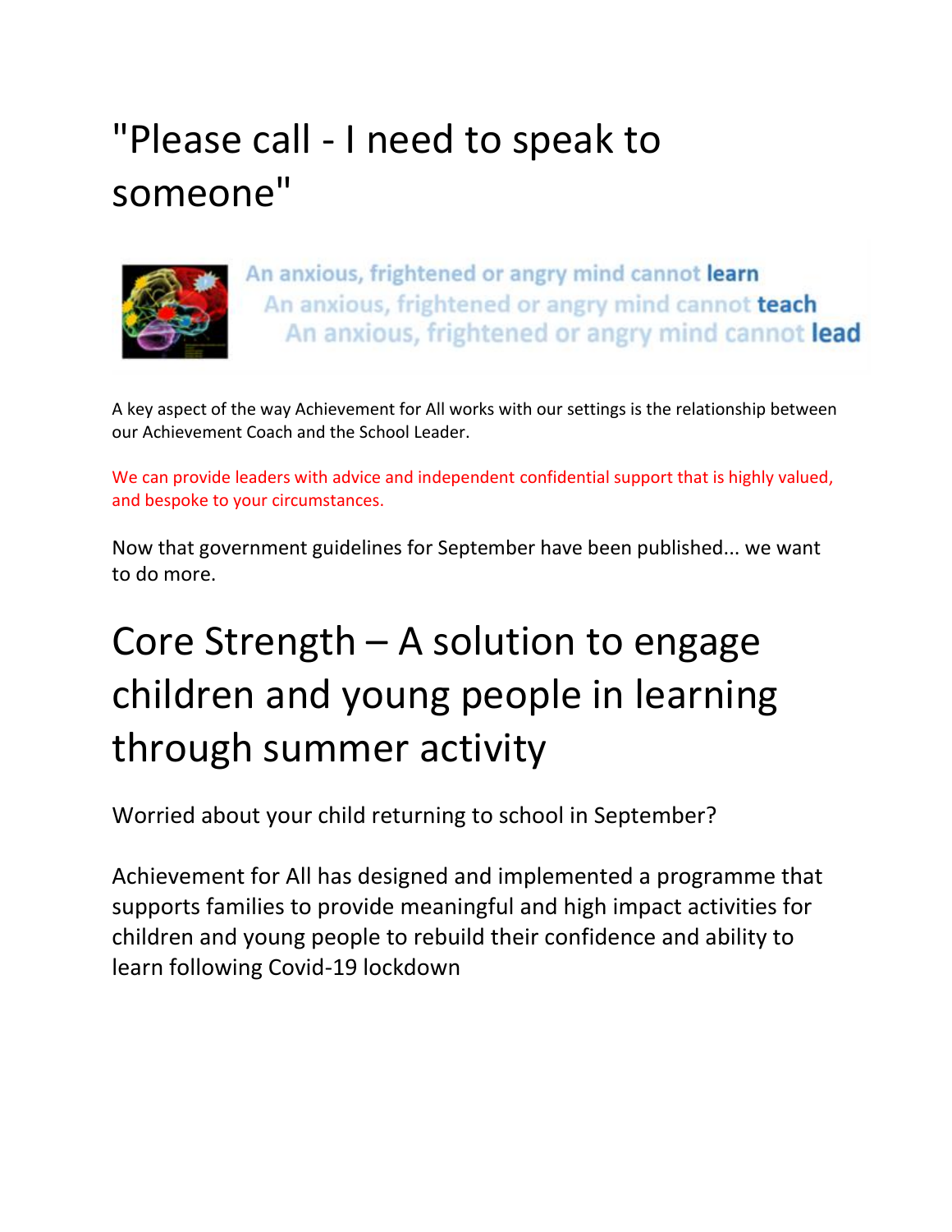# "Please call - I need to speak to someone"

An anxious, frightened or angry mind cannot **learn**
An anxious, frightened or angry mind cannot **teach**
An anxious, frightened or angry mind cannot **lead**

A key aspect of the way Achievement for All works with our settings is the relationship between our Achievement Coach and the School Leader.

We can provide leaders with advice and independent confidential support that is highly valued, and bespoke to your circumstances.

Now that government guidelines for September have been published... we want to do more.

# Core Strength – A solution to engage children and young people in learning through summer activity

Worried about your child returning to school in September?

Achievement for All has designed and implemented a programme that supports families to provide meaningful and high impact activities for children and young people to rebuild their confidence and ability to learn following Covid-19 lockdown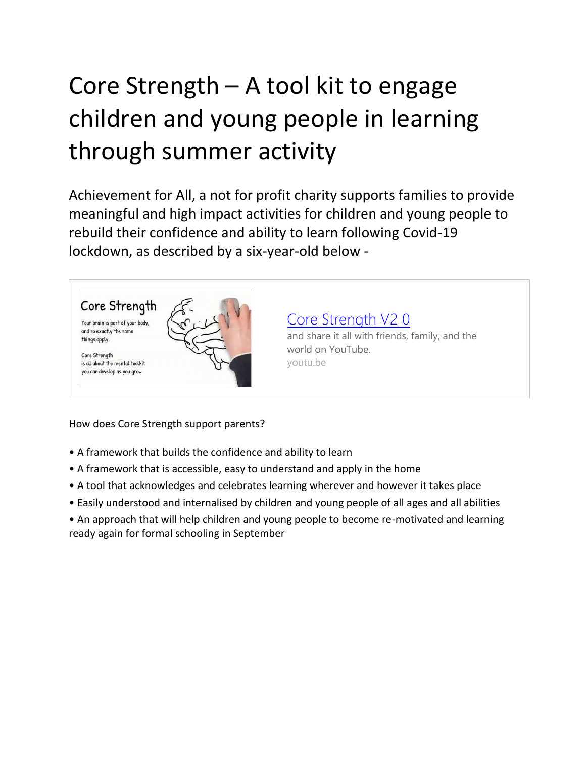# Core Strength – A tool kit to engage children and young people in learning through summer activity

Achievement for All, a not for profit charity supports families to provide meaningful and high impact activities for children and young people to rebuild their confidence and ability to learn following Covid-19 lockdown, as described by a six-year-old below -

Core Strength

Your brain is part of your body, and so exactly the same things apply.

Core Strength is all about the mental toolkit you can develop as you grow.

[Core Strength V2 0](https://youtu.be)

and share it all with friends, family, and the world on YouTube.

youtu.be

How does Core Strength support parents?

- A framework that builds the confidence and ability to learn
- A framework that is accessible, easy to understand and apply in the home
- A tool that acknowledges and celebrates learning wherever and however it takes place
- Easily understood and internalised by children and young people of all ages and all abilities
- An approach that will help children and young people to become re-motivated and learning ready again for formal schooling in September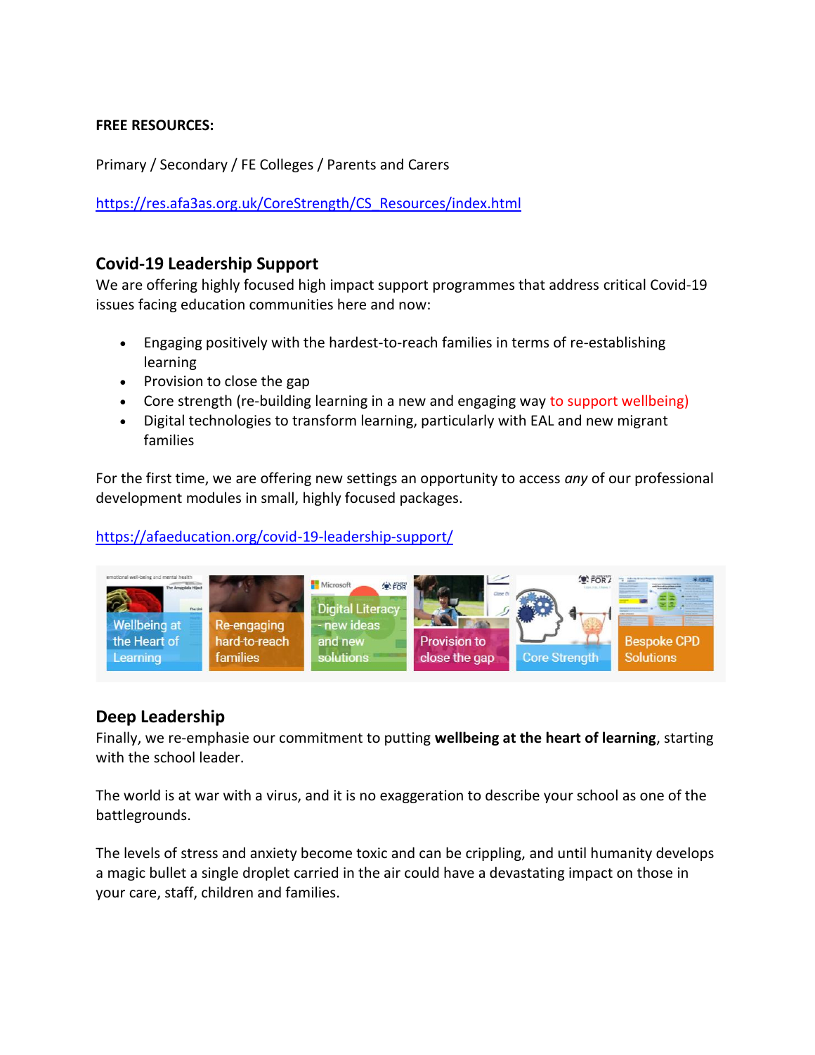**FREE RESOURCES:**

Primary / Secondary / FE Colleges / Parents and Carers

https://res.afa3as.org.uk/CoreStrength/CS_Resources/index.html

## Covid-19 Leadership Support

We are offering highly focused high impact support programmes that address critical Covid-19 issues facing education communities here and now:

- Engaging positively with the hardest-to-reach families in terms of re-establishing learning
- Provision to close the gap
- Core strength (re-building learning in a new and engaging way to support wellbeing)
- Digital technologies to transform learning, particularly with EAL and new migrant families

For the first time, we are offering new settings an opportunity to access *any* of our professional development modules in small, highly focused packages.

https://afaeducation.org/covid-19-leadership-support/

Wellbeing at the Heart of Learning | Re-engaging hard-to-reach families | Digital Literacy - new ideas and new solutions | Provision to close the gap | Core Strength | Bespoke CPD Solutions

## Deep Leadership

Finally, we re-emphasie our commitment to putting **wellbeing at the heart of learning**, starting with the school leader.

The world is at war with a virus, and it is no exaggeration to describe your school as one of the battlegrounds.

The levels of stress and anxiety become toxic and can be crippling, and until humanity develops a magic bullet a single droplet carried in the air could have a devastating impact on those in your care, staff, children and families.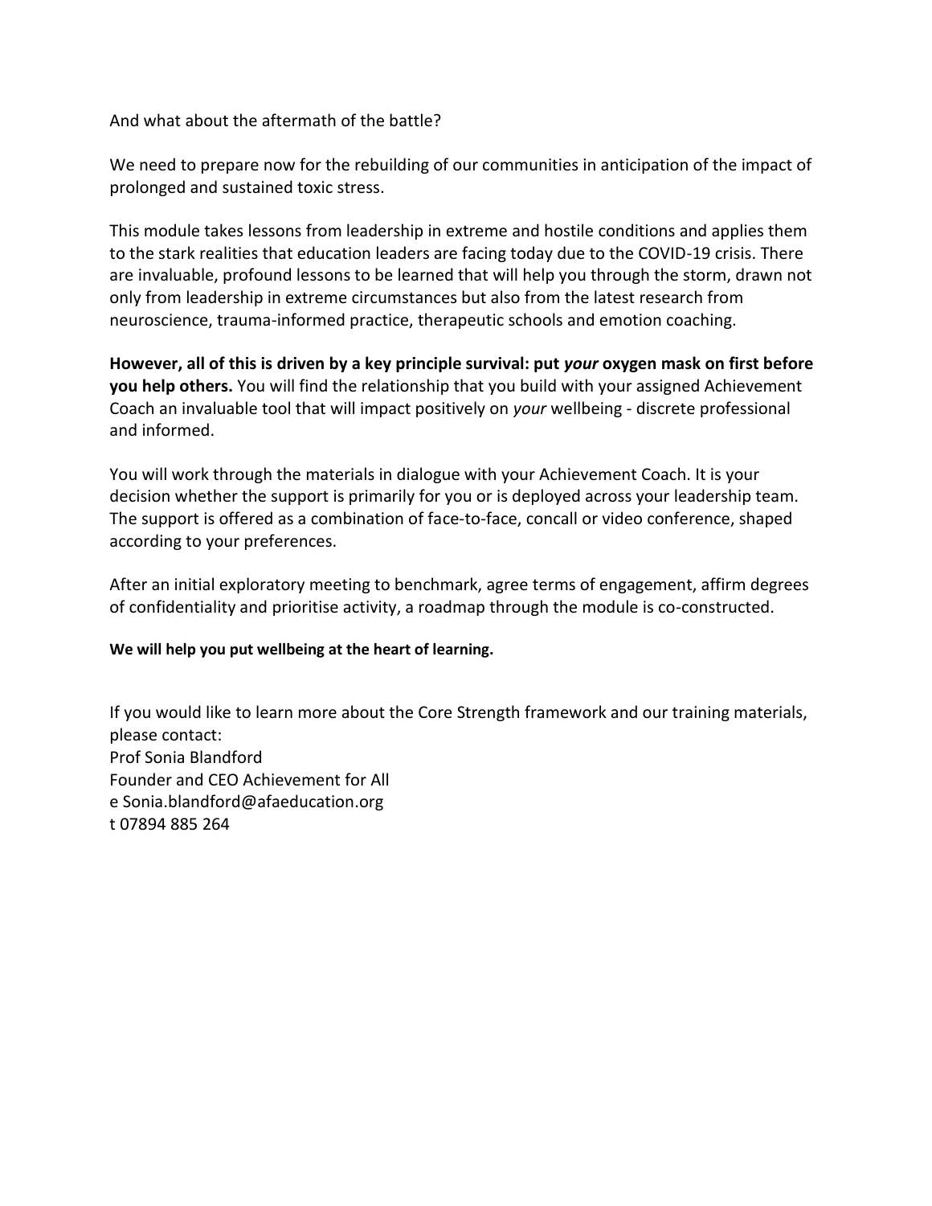And what about the aftermath of the battle?

We need to prepare now for the rebuilding of our communities in anticipation of the impact of prolonged and sustained toxic stress.

This module takes lessons from leadership in extreme and hostile conditions and applies them to the stark realities that education leaders are facing today due to the COVID-19 crisis. There are invaluable, profound lessons to be learned that will help you through the storm, drawn not only from leadership in extreme circumstances but also from the latest research from neuroscience, trauma-informed practice, therapeutic schools and emotion coaching.

**However, all of this is driven by a key principle survival: put *your* oxygen mask on first before you help others.** You will find the relationship that you build with your assigned Achievement Coach an invaluable tool that will impact positively on *your* wellbeing - discrete professional and informed.

You will work through the materials in dialogue with your Achievement Coach. It is your decision whether the support is primarily for you or is deployed across your leadership team. The support is offered as a combination of face-to-face, concall or video conference, shaped according to your preferences.

After an initial exploratory meeting to benchmark, agree terms of engagement, affirm degrees of confidentiality and prioritise activity, a roadmap through the module is co-constructed.

**We will help you put wellbeing at the heart of learning.**

If you would like to learn more about the Core Strength framework and our training materials, please contact:
Prof Sonia Blandford
Founder and CEO Achievement for All
e Sonia.blandford@afaeducation.org
t 07894 885 264